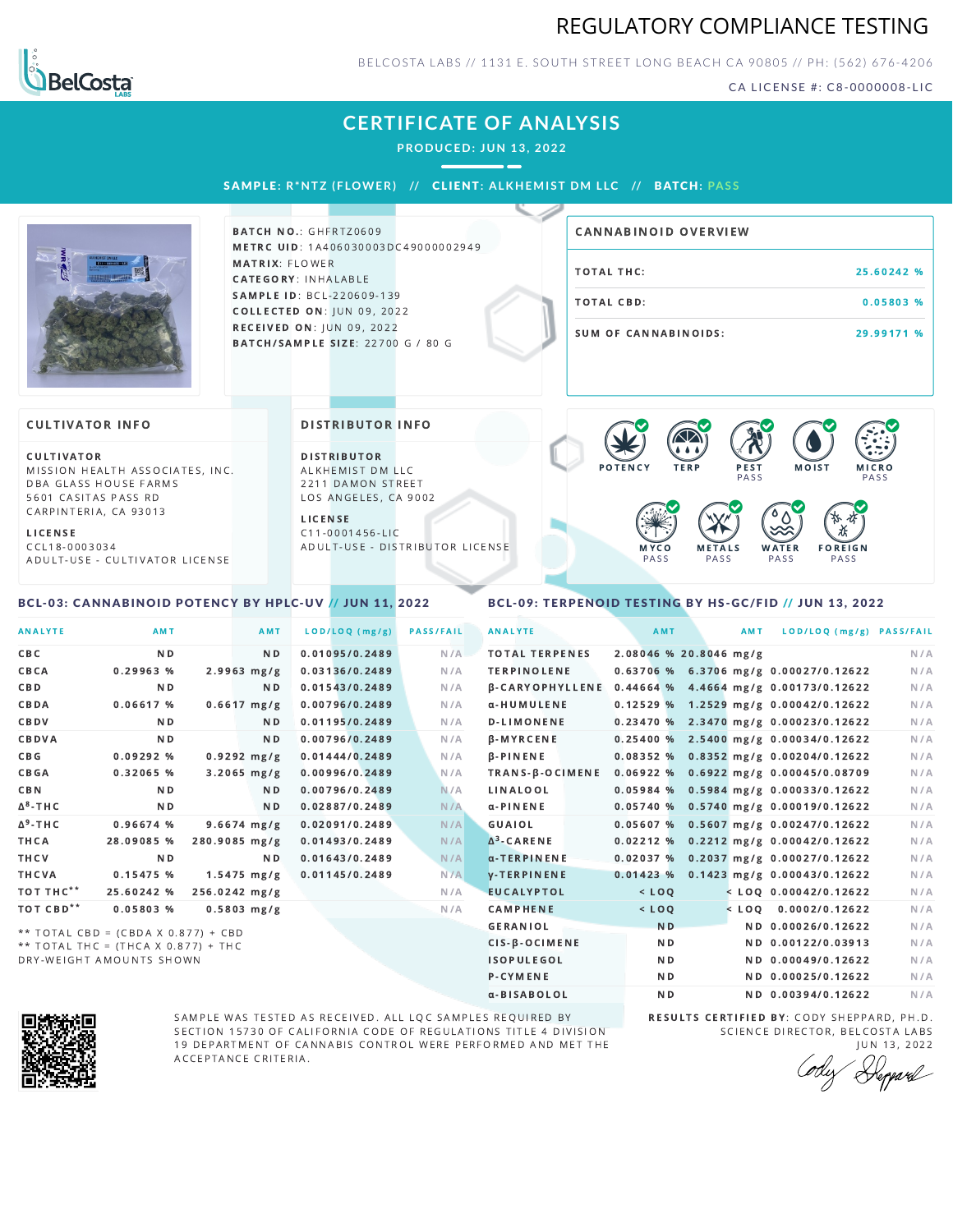# REGULATORY COMPLIANCE TESTING

BELCOSTA LABS // 1131 E. SOUTH STREET LONG BEACH CA 90805 // PH: (562) 676-4206

CA LICENSE #: C8-0000008-LIC

## CERTIFICATE OF ANALYSIS

**PRODUCED: JUN 13, 2022**

**SAMPLE:** R*NTZ (FLOWER) // **CLIENT:** ALKHEMIST DM LLC // **BATCH:** PASS

**BATCH NO.:** GHFRTZ0609
**METRC UID:** 1A406030003DC49000002949
**MATRIX:** FLOWER
**CATEGORY:** INHALABLE
**SAMPLE ID:** BCL-220609-139
**COLLECTED ON:** JUN 09, 2022
**RECEIVED ON:** JUN 09, 2022
**BATCH/SAMPLE SIZE:** 22700 G / 80 G

### CANNABINOID OVERVIEW

| | |
|---|---|
| TOTAL THC: | 25.60242 % |
| TOTAL CBD: | 0.05803 % |
| SUM OF CANNABINOIDS: | 29.99171 % |

### CULTIVATOR INFO

**CULTIVATOR**
MISSION HEALTH ASSOCIATES, INC.
DBA GLASS HOUSE FARMS
5601 CASITAS PASS RD
CARPINTERIA, CA 93013

**LICENSE**
CCL18-0003034
ADULT-USE - CULTIVATOR LICENSE

### DISTRIBUTOR INFO

**DISTRIBUTOR**
ALKHEMIST DM LLC
2211 DAMON STREET
LOS ANGELES, CA 9002

**LICENSE**
C11-0001456-LIC
ADULT-USE - DISTRIBUTOR LICENSE

POTENCY | TERP | PEST PASS | MOIST | MICRO PASS | MYCO PASS | METALS PASS | WATER PASS | FOREIGN PASS

### BCL-03: CANNABINOID POTENCY BY HPLC-UV // JUN 11, 2022

| ANALYTE | AMT | AMT | LOD/LOQ (mg/g) | PASS/FAIL |
|---|---|---|---|---|
| CBC | ND | ND | 0.01095/0.2489 | N/A |
| CBCA | 0.29963 % | 2.9963 mg/g | 0.03136/0.2489 | N/A |
| CBD | ND | ND | 0.01543/0.2489 | N/A |
| CBDA | 0.06617 % | 0.6617 mg/g | 0.00796/0.2489 | N/A |
| CBDV | ND | ND | 0.01195/0.2489 | N/A |
| CBDVA | ND | ND | 0.00796/0.2489 | N/A |
| CBG | 0.09292 % | 0.9292 mg/g | 0.01444/0.2489 | N/A |
| CBGA | 0.32065 % | 3.2065 mg/g | 0.00996/0.2489 | N/A |
| CBN | ND | ND | 0.00796/0.2489 | N/A |
| $\Delta^8$-THC | ND | ND | 0.02887/0.2489 | N/A |
| $\Delta^9$-THC | 0.96674 % | 9.6674 mg/g | 0.02091/0.2489 | N/A |
| THCA | 28.09085 % | 280.9085 mg/g | 0.01493/0.2489 | N/A |
| THCV | ND | ND | 0.01643/0.2489 | N/A |
| THCVA | 0.15475 % | 1.5475 mg/g | 0.01145/0.2489 | N/A |
| TOT THC** | 25.60242 % | 256.0242 mg/g | | N/A |
| TOT CBD** | 0.05803 % | 0.5803 mg/g | | N/A |

** TOTAL CBD = (CBDA X 0.877) + CBD
** TOTAL THC = (THCA X 0.877) + THC
DRY-WEIGHT AMOUNTS SHOWN

### BCL-09: TERPENOID TESTING BY HS-GC/FID // JUN 13, 2022

| ANALYTE | AMT | AMT | LOD/LOQ (mg/g) | PASS/FAIL |
|---|---|---|---|---|
| TOTAL TERPENES | 2.08046 % | 20.8046 mg/g | | N/A |
| TERPINOLENE | 0.63706 % | 6.3706 mg/g | 0.00027/0.12622 | N/A |
| β-CARYOPHYLLENE | 0.44664 % | 4.4664 mg/g | 0.00173/0.12622 | N/A |
| α-HUMULENE | 0.12529 % | 1.2529 mg/g | 0.00042/0.12622 | N/A |
| D-LIMONENE | 0.23470 % | 2.3470 mg/g | 0.00023/0.12622 | N/A |
| β-MYRCENE | 0.25400 % | 2.5400 mg/g | 0.00034/0.12622 | N/A |
| β-PINENE | 0.08352 % | 0.8352 mg/g | 0.00204/0.12622 | N/A |
| TRANS-β-OCIMENE | 0.06922 % | 0.6922 mg/g | 0.00045/0.08709 | N/A |
| LINALOOL | 0.05984 % | 0.5984 mg/g | 0.00033/0.12622 | N/A |
| α-PINENE | 0.05740 % | 0.5740 mg/g | 0.00019/0.12622 | N/A |
| GUAIOL | 0.05607 % | 0.5607 mg/g | 0.00247/0.12622 | N/A |
| $\Delta^3$-CARENE | 0.02212 % | 0.2212 mg/g | 0.00042/0.12622 | N/A |
| α-TERPINENE | 0.02037 % | 0.2037 mg/g | 0.00027/0.12622 | N/A |
| γ-TERPINENE | 0.01423 % | 0.1423 mg/g | 0.00043/0.12622 | N/A |
| EUCALYPTOL | < LOQ | < LOQ | 0.00042/0.12622 | N/A |
| CAMPHENE | < LOQ | < LOQ | 0.0002/0.12622 | N/A |
| GERANIOL | ND | ND | 0.00026/0.12622 | N/A |
| CIS-β-OCIMENE | ND | ND | 0.00122/0.03913 | N/A |
| ISOPULEGOL | ND | ND | 0.00049/0.12622 | N/A |
| P-CYMENE | ND | ND | 0.00025/0.12622 | N/A |
| α-BISABOLOL | ND | ND | 0.00394/0.12622 | N/A |

SAMPLE WAS TESTED AS RECEIVED. ALL LQC SAMPLES REQUIRED BY SECTION 15730 OF CALIFORNIA CODE OF REGULATIONS TITLE 4 DIVISION 19 DEPARTMENT OF CANNABIS CONTROL WERE PERFORMED AND MET THE ACCEPTANCE CRITERIA.

**RESULTS CERTIFIED BY:** CODY SHEPPARD, PH.D.
SCIENCE DIRECTOR, BELCOSTA LABS
JUN 13, 2022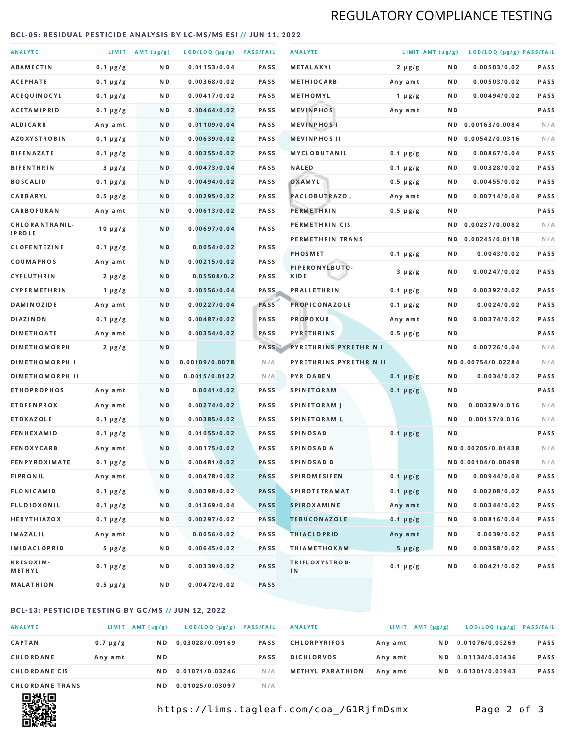## REGULATORY COMPLIANCE TESTING

### BCL-05: RESIDUAL PESTICIDE ANALYSIS BY LC-MS/MS ESI // JUN 11, 2022

| ANALYTE | LIMIT | AMT (μg/g) | LOD/LOQ (μg/g) | PASS/FAIL |
|---|---|---|---|---|
| ABAMECTIN | 0.1 μg/g | ND | 0.01153/0.04 | PASS |
| ACEPHATE | 0.1 μg/g | ND | 0.00368/0.02 | PASS |
| ACEQUINOCYL | 0.1 μg/g | ND | 0.00417/0.02 | PASS |
| ACETAMIPRID | 0.1 μg/g | ND | 0.00464/0.02 | PASS |
| ALDICARB | Any amt | ND | 0.01109/0.04 | PASS |
| AZOXYSTROBIN | 0.1 μg/g | ND | 0.00639/0.02 | PASS |
| BIFENAZATE | 0.1 μg/g | ND | 0.00355/0.02 | PASS |
| BIFENTHRIN | 3 μg/g | ND | 0.00473/0.04 | PASS |
| BOSCALID | 0.1 μg/g | ND | 0.00494/0.02 | PASS |
| CARBARYL | 0.5 μg/g | ND | 0.00295/0.02 | PASS |
| CARBOFURAN | Any amt | ND | 0.00613/0.02 | PASS |
| CHLORANTRANIL-IPROLE | 10 μg/g | ND | 0.00697/0.04 | PASS |
| CLOFENTEZINE | 0.1 μg/g | ND | 0.0054/0.02 | PASS |
| COUMAPHOS | Any amt | ND | 0.00215/0.02 | PASS |
| CYFLUTHRIN | 2 μg/g | ND | 0.05508/0.2 | PASS |
| CYPERMETHRIN | 1 μg/g | ND | 0.00556/0.04 | PASS |
| DAMINOZIDE | Any amt | ND | 0.00227/0.04 | PASS |
| DIAZINON | 0.1 μg/g | ND | 0.00487/0.02 | PASS |
| DIMETHOATE | Any amt | ND | 0.00354/0.02 | PASS |
| DIMETHOMORPH | 2 μg/g | ND | | PASS |
| DIMETHOMORPH I | | ND | 0.00109/0.0078 | N/A |
| DIMETHOMORPH II | | ND | 0.0015/0.0122 | N/A |
| ETHOPROPHOS | Any amt | ND | 0.0041/0.02 | PASS |
| ETOFENPROX | Any amt | ND | 0.00274/0.02 | PASS |
| ETOXAZOLE | 0.1 μg/g | ND | 0.00385/0.02 | PASS |
| FENHEXAMID | 0.1 μg/g | ND | 0.01055/0.02 | PASS |
| FENOXYCARB | Any amt | ND | 0.00175/0.02 | PASS |
| FENPYROXIMATE | 0.1 μg/g | ND | 0.00481/0.02 | PASS |
| FIPRONIL | Any amt | ND | 0.00478/0.02 | PASS |
| FLONICAMID | 0.1 μg/g | ND | 0.00398/0.02 | PASS |
| FLUDIOXONIL | 0.1 μg/g | ND | 0.01369/0.04 | PASS |
| HEXYTHIAZOX | 0.1 μg/g | ND | 0.00297/0.02 | PASS |
| IMAZALIL | Any amt | ND | 0.0056/0.02 | PASS |
| IMIDACLOPRID | 5 μg/g | ND | 0.00645/0.02 | PASS |
| KRESOXIM-METHYL | 0.1 μg/g | ND | 0.00339/0.02 | PASS |
| MALATHION | 0.5 μg/g | ND | 0.00472/0.02 | PASS |
| METALAXYL | 2 μg/g | ND | 0.00503/0.02 | PASS |
| METHIOCARB | Any amt | ND | 0.00503/0.02 | PASS |
| METHOMYL | 1 μg/g | ND | 0.00494/0.02 | PASS |
| MEVINPHOS | Any amt | ND | | PASS |
| MEVINPHOS I | | ND | 0.00163/0.0084 | N/A |
| MEVINPHOS II | | ND | 0.00542/0.0316 | N/A |
| MYCLOBUTANIL | 0.1 μg/g | ND | 0.00867/0.04 | PASS |
| NALED | 0.1 μg/g | ND | 0.00328/0.02 | PASS |
| OXAMYL | 0.5 μg/g | ND | 0.00455/0.02 | PASS |
| PACLOBUTRAZOL | Any amt | ND | 0.00714/0.04 | PASS |
| PERMETHRIN | 0.5 μg/g | ND | | PASS |
| PERMETHRIN CIS | | ND | 0.00237/0.0082 | N/A |
| PERMETHRIN TRANS | | ND | 0.00245/0.0118 | N/A |
| PHOSMET | 0.1 μg/g | ND | 0.0043/0.02 | PASS |
| PIPERONYLBUTO-XIDE | 3 μg/g | ND | 0.00247/0.02 | PASS |
| PRALLETHRIN | 0.1 μg/g | ND | 0.00392/0.02 | PASS |
| PROPICONAZOLE | 0.1 μg/g | ND | 0.0024/0.02 | PASS |
| PROPOXUR | Any amt | ND | 0.00374/0.02 | PASS |
| PYRETHRINS | 0.5 μg/g | ND | | PASS |
| PYRETHRINS PYRETHRIN I | | ND | 0.00726/0.04 | N/A |
| PYRETHRINS PYRETHRIN II | | ND | 0.00754/0.02284 | N/A |
| PYRIDABEN | 0.1 μg/g | ND | 0.0034/0.02 | PASS |
| SPINETORAM | 0.1 μg/g | ND | | PASS |
| SPINETORAM J | | ND | 0.00329/0.016 | N/A |
| SPINETORAM L | | ND | 0.00157/0.016 | N/A |
| SPINOSAD | 0.1 μg/g | ND | | PASS |
| SPINOSAD A | | ND | 0.00205/0.01438 | N/A |
| SPINOSAD D | | ND | 0.00104/0.00498 | N/A |
| SPIROMESIFEN | 0.1 μg/g | ND | 0.00944/0.04 | PASS |
| SPIROTETRAMAT | 0.1 μg/g | ND | 0.00208/0.02 | PASS |
| SPIROXAMINE | Any amt | ND | 0.00344/0.02 | PASS |
| TEBUCONAZOLE | 0.1 μg/g | ND | 0.00816/0.04 | PASS |
| THIACLOPRID | Any amt | ND | 0.0039/0.02 | PASS |
| THIAMETHOXAM | 5 μg/g | ND | 0.00358/0.02 | PASS |
| TRIFLOXYSTROB-IN | 0.1 μg/g | ND | 0.00421/0.02 | PASS |

### BCL-13: PESTICIDE TESTING BY GC/MS // JUN 12, 2022

| ANALYTE | LIMIT | AMT (μg/g) | LOD/LOQ (μg/g) | PASS/FAIL |
|---|---|---|---|---|
| CAPTAN | 0.7 μg/g | ND | 0.03028/0.09169 | PASS |
| CHLORDANE | Any amt | ND | | PASS |
| CHLORDANE CIS | | ND | 0.01071/0.03246 | N/A |
| CHLORDANE TRANS | | ND | 0.01025/0.03097 | N/A |
| CHLORPYRIFOS | Any amt | ND | 0.01076/0.03269 | PASS |
| DICHLORVOS | Any amt | ND | 0.01134/0.03436 | PASS |
| METHYL PARATHION | Any amt | ND | 0.01301/0.03943 | PASS |

https://lims.tagleaf.com/coa_/G1RjfmDsmx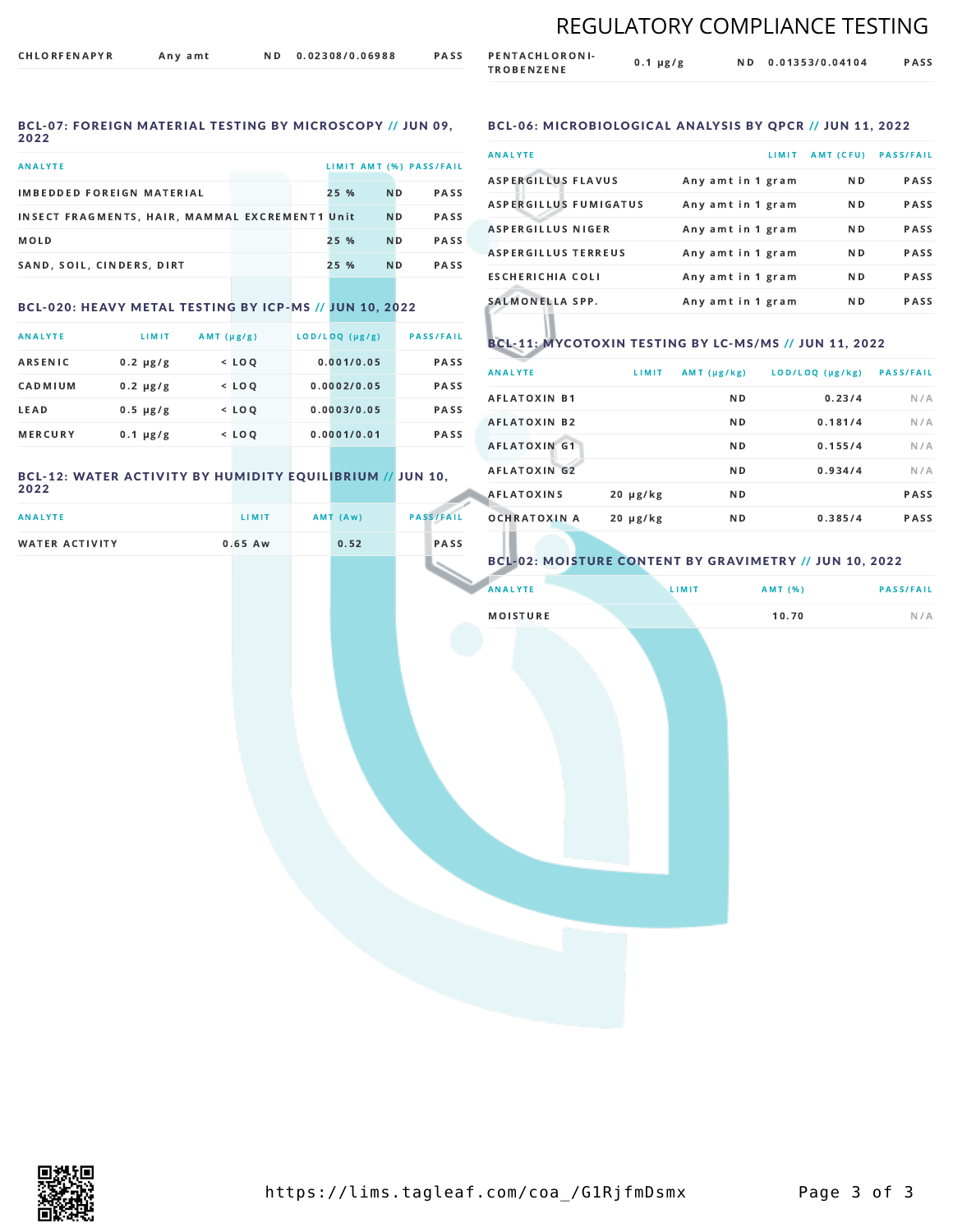# REGULATORY COMPLIANCE TESTING

| | | | | |
|---|---|---|---|---|
| CHLORFENAPYR | Any amt | ND | 0.02308/0.06988 | PASS |
| PENTACHLORONITROBENZENE | 0.1 µg/g | ND | 0.01353/0.04104 | PASS |

## BCL-07: FOREIGN MATERIAL TESTING BY MICROSCOPY // JUN 09, 2022

| ANALYTE | LIMIT | AMT (%) | PASS/FAIL |
|---|---|---|---|
| IMBEDDED FOREIGN MATERIAL | 25 % | ND | PASS |
| INSECT FRAGMENTS, HAIR, MAMMAL EXCREMENT | 1 Unit | ND | PASS |
| MOLD | 25 % | ND | PASS |
| SAND, SOIL, CINDERS, DIRT | 25 % | ND | PASS |

## BCL-020: HEAVY METAL TESTING BY ICP-MS // JUN 10, 2022

| ANALYTE | LIMIT | AMT (µg/g) | LOD/LOQ (µg/g) | PASS/FAIL |
|---|---|---|---|---|
| ARSENIC | 0.2 µg/g | < LOQ | 0.001/0.05 | PASS |
| CADMIUM | 0.2 µg/g | < LOQ | 0.0002/0.05 | PASS |
| LEAD | 0.5 µg/g | < LOQ | 0.0003/0.05 | PASS |
| MERCURY | 0.1 µg/g | < LOQ | 0.0001/0.01 | PASS |

## BCL-12: WATER ACTIVITY BY HUMIDITY EQUILIBRIUM // JUN 10, 2022

| ANALYTE | LIMIT | AMT (Aw) | PASS/FAIL |
|---|---|---|---|
| WATER ACTIVITY | 0.65 Aw | 0.52 | PASS |

## BCL-06: MICROBIOLOGICAL ANALYSIS BY QPCR // JUN 11, 2022

| ANALYTE | LIMIT | AMT (CFU) | PASS/FAIL |
|---|---|---|---|
| ASPERGILLUS FLAVUS | Any amt in 1 gram | ND | PASS |
| ASPERGILLUS FUMIGATUS | Any amt in 1 gram | ND | PASS |
| ASPERGILLUS NIGER | Any amt in 1 gram | ND | PASS |
| ASPERGILLUS TERREUS | Any amt in 1 gram | ND | PASS |
| ESCHERICHIA COLI | Any amt in 1 gram | ND | PASS |
| SALMONELLA SPP. | Any amt in 1 gram | ND | PASS |

## BCL-11: MYCOTOXIN TESTING BY LC-MS/MS // JUN 11, 2022

| ANALYTE | LIMIT | AMT (µg/kg) | LOD/LOQ (µg/kg) | PASS/FAIL |
|---|---|---|---|---|
| AFLATOXIN B1 | | ND | 0.23/4 | N/A |
| AFLATOXIN B2 | | ND | 0.181/4 | N/A |
| AFLATOXIN G1 | | ND | 0.155/4 | N/A |
| AFLATOXIN G2 | | ND | 0.934/4 | N/A |
| AFLATOXINS | 20 µg/kg | ND | | PASS |
| OCHRATOXIN A | 20 µg/kg | ND | 0.385/4 | PASS |

## BCL-02: MOISTURE CONTENT BY GRAVIMETRY // JUN 10, 2022

| ANALYTE | LIMIT | AMT (%) | PASS/FAIL |
|---|---|---|---|
| MOISTURE | | 10.70 | N/A |

https://lims.tagleaf.com/coa_/G1RjfmDsmx